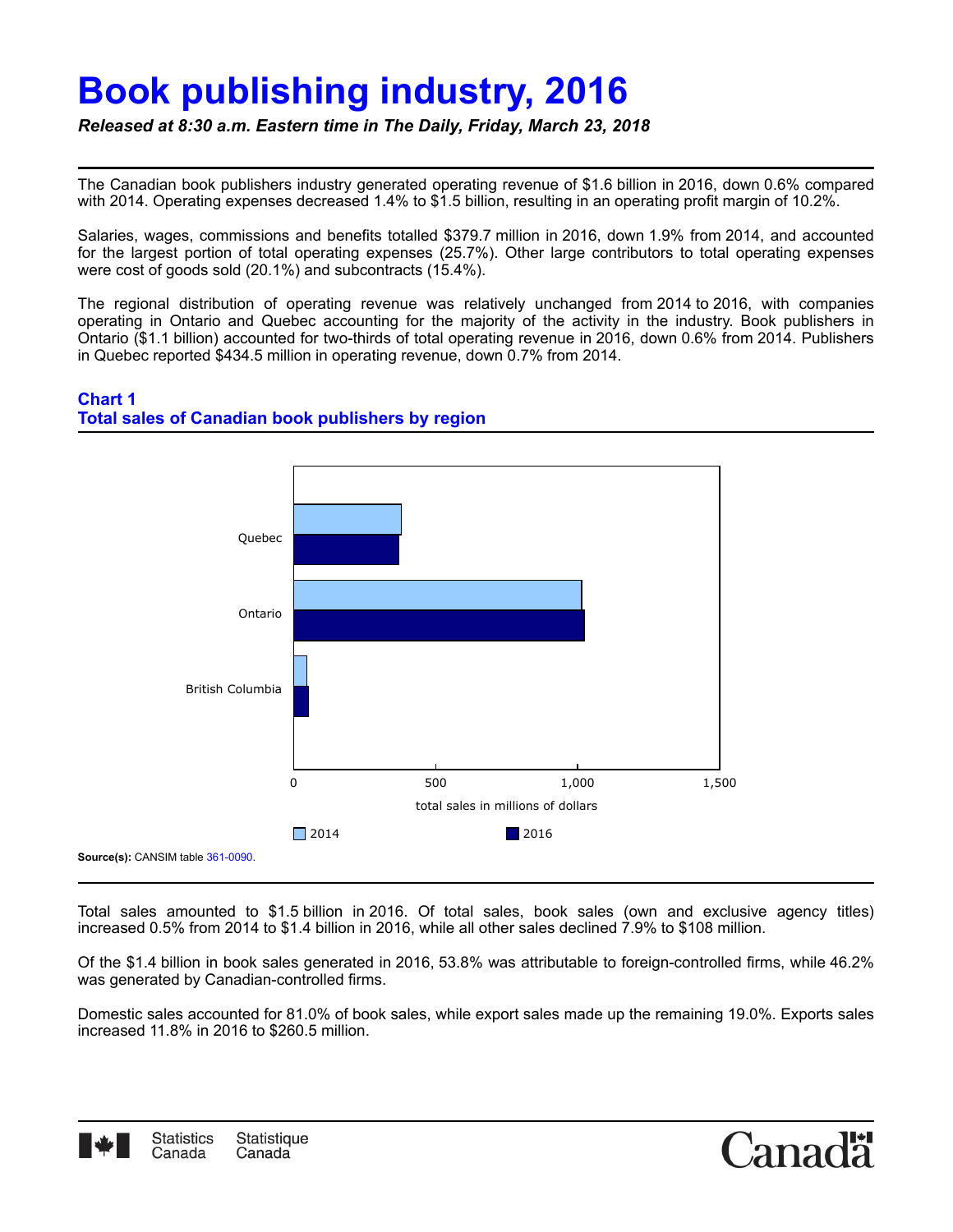# Book publishing industry, 2016

***Released at 8:30 a.m. Eastern time in The Daily, Friday, March 23, 2018***

The Canadian book publishers industry generated operating revenue of $1.6 billion in 2016, down 0.6% compared with 2014. Operating expenses decreased 1.4% to $1.5 billion, resulting in an operating profit margin of 10.2%.

Salaries, wages, commissions and benefits totalled $379.7 million in 2016, down 1.9% from 2014, and accounted for the largest portion of total operating expenses (25.7%). Other large contributors to total operating expenses were cost of goods sold (20.1%) and subcontracts (15.4%).

The regional distribution of operating revenue was relatively unchanged from 2014 to 2016, with companies operating in Ontario and Quebec accounting for the majority of the activity in the industry. Book publishers in Ontario ($1.1 billion) accounted for two-thirds of total operating revenue in 2016, down 0.6% from 2014. Publishers in Quebec reported $434.5 million in operating revenue, down 0.7% from 2014.

### Chart 1
### Total sales of Canadian book publishers by region

Quebec

Ontario

British Columbia

0 500 1,000 1,500

total sales in millions of dollars

2014 2016

**Source(s):** CANSIM table 361-0090.

Total sales amounted to $1.5 billion in 2016. Of total sales, book sales (own and exclusive agency titles) increased 0.5% from 2014 to $1.4 billion in 2016, while all other sales declined 7.9% to $108 million.

Of the $1.4 billion in book sales generated in 2016, 53.8% was attributable to foreign-controlled firms, while 46.2% was generated by Canadian-controlled firms.

Domestic sales accounted for 81.0% of book sales, while export sales made up the remaining 19.0%. Exports sales increased 11.8% in 2016 to $260.5 million.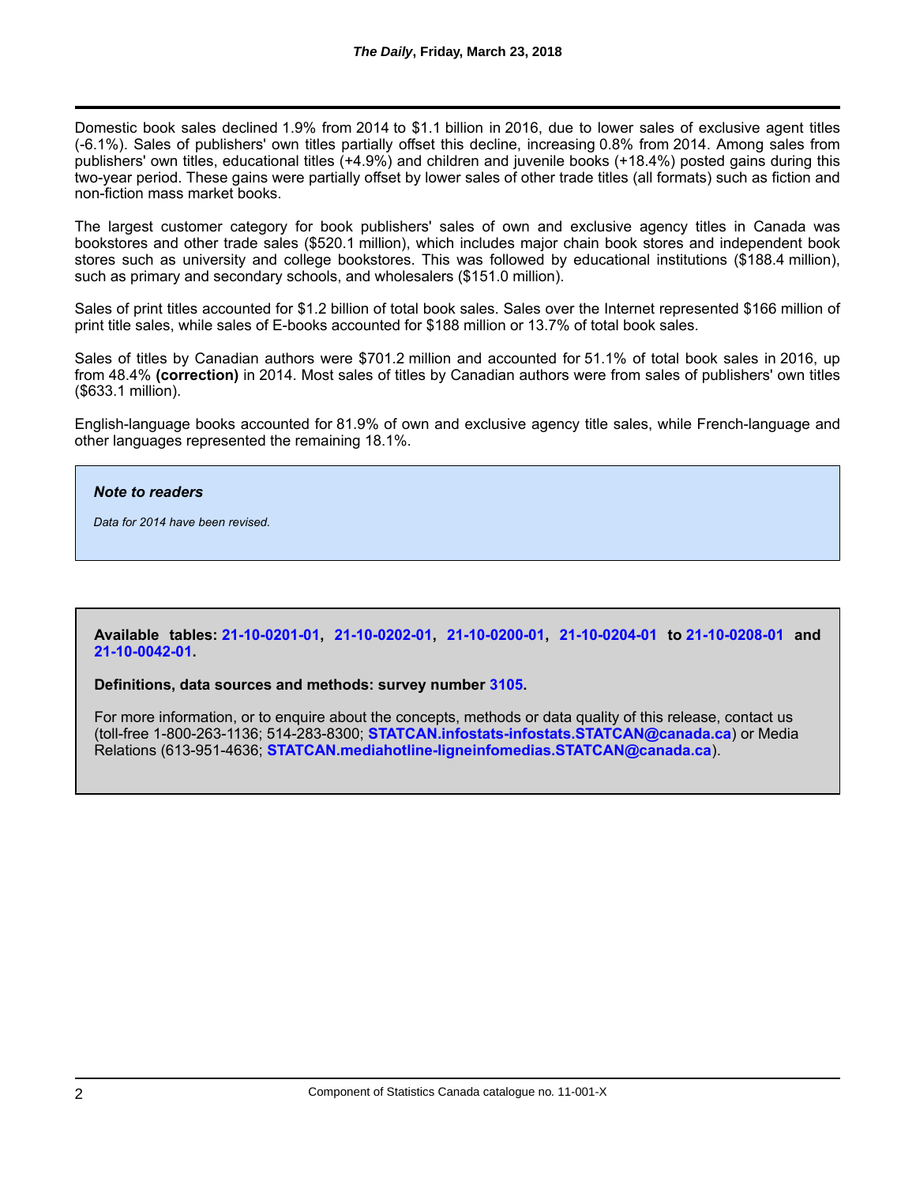Domestic book sales declined 1.9% from 2014 to $1.1 billion in 2016, due to lower sales of exclusive agent titles (-6.1%). Sales of publishers' own titles partially offset this decline, increasing 0.8% from 2014. Among sales from publishers' own titles, educational titles (+4.9%) and children and juvenile books (+18.4%) posted gains during this two-year period. These gains were partially offset by lower sales of other trade titles (all formats) such as fiction and non-fiction mass market books.

The largest customer category for book publishers' sales of own and exclusive agency titles in Canada was bookstores and other trade sales ($520.1 million), which includes major chain book stores and independent book stores such as university and college bookstores. This was followed by educational institutions ($188.4 million), such as primary and secondary schools, and wholesalers ($151.0 million).

Sales of print titles accounted for $1.2 billion of total book sales. Sales over the Internet represented $166 million of print title sales, while sales of E-books accounted for $188 million or 13.7% of total book sales.

Sales of titles by Canadian authors were $701.2 million and accounted for 51.1% of total book sales in 2016, up from 48.4% **(correction)** in 2014. Most sales of titles by Canadian authors were from sales of publishers' own titles ($633.1 million).

English-language books accounted for 81.9% of own and exclusive agency title sales, while French-language and other languages represented the remaining 18.1%.

## *Note to readers*

*Data for 2014 have been revised.*

**Available tables: 21-10-0201-01, 21-10-0202-01, 21-10-0200-01, 21-10-0204-01 to 21-10-0208-01 and 21-10-0042-01.**

**Definitions, data sources and methods: survey number 3105.**

For more information, or to enquire about the concepts, methods or data quality of this release, contact us (toll-free 1-800-263-1136; 514-283-8300; **STATCAN.infostats-infostats.STATCAN@canada.ca**) or Media Relations (613-951-4636; **STATCAN.mediahotline-ligneinfomedias.STATCAN@canada.ca**).